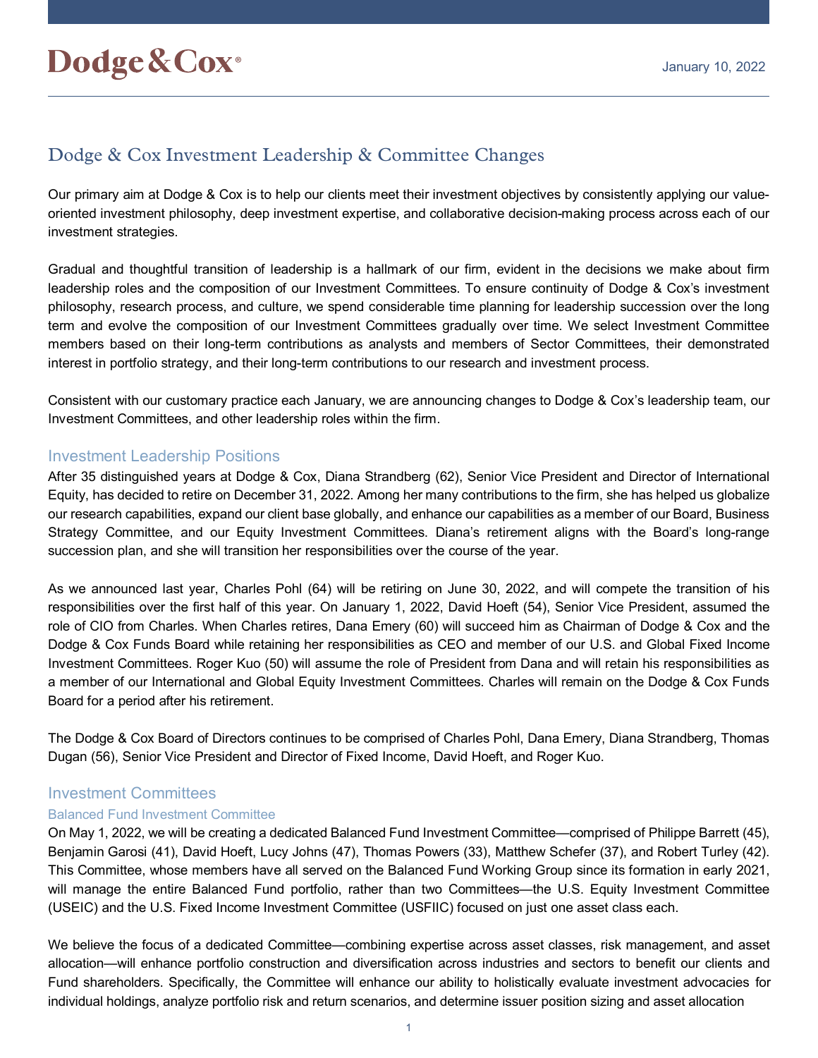Dodge & Cox®

January 10, 2022

# Dodge & Cox Investment Leadership & Committee Changes

Our primary aim at Dodge & Cox is to help our clients meet their investment objectives by consistently applying our value-oriented investment philosophy, deep investment expertise, and collaborative decision-making process across each of our investment strategies.

Gradual and thoughtful transition of leadership is a hallmark of our firm, evident in the decisions we make about firm leadership roles and the composition of our Investment Committees. To ensure continuity of Dodge & Cox's investment philosophy, research process, and culture, we spend considerable time planning for leadership succession over the long term and evolve the composition of our Investment Committees gradually over time. We select Investment Committee members based on their long-term contributions as analysts and members of Sector Committees, their demonstrated interest in portfolio strategy, and their long-term contributions to our research and investment process.

Consistent with our customary practice each January, we are announcing changes to Dodge & Cox's leadership team, our Investment Committees, and other leadership roles within the firm.

## Investment Leadership Positions

After 35 distinguished years at Dodge & Cox, Diana Strandberg (62), Senior Vice President and Director of International Equity, has decided to retire on December 31, 2022. Among her many contributions to the firm, she has helped us globalize our research capabilities, expand our client base globally, and enhance our capabilities as a member of our Board, Business Strategy Committee, and our Equity Investment Committees. Diana's retirement aligns with the Board's long-range succession plan, and she will transition her responsibilities over the course of the year.

As we announced last year, Charles Pohl (64) will be retiring on June 30, 2022, and will compete the transition of his responsibilities over the first half of this year. On January 1, 2022, David Hoeft (54), Senior Vice President, assumed the role of CIO from Charles. When Charles retires, Dana Emery (60) will succeed him as Chairman of Dodge & Cox and the Dodge & Cox Funds Board while retaining her responsibilities as CEO and member of our U.S. and Global Fixed Income Investment Committees. Roger Kuo (50) will assume the role of President from Dana and will retain his responsibilities as a member of our International and Global Equity Investment Committees. Charles will remain on the Dodge & Cox Funds Board for a period after his retirement.

The Dodge & Cox Board of Directors continues to be comprised of Charles Pohl, Dana Emery, Diana Strandberg, Thomas Dugan (56), Senior Vice President and Director of Fixed Income, David Hoeft, and Roger Kuo.

## Investment Committees

### Balanced Fund Investment Committee

On May 1, 2022, we will be creating a dedicated Balanced Fund Investment Committee—comprised of Philippe Barrett (45), Benjamin Garosi (41), David Hoeft, Lucy Johns (47), Thomas Powers (33), Matthew Schefer (37), and Robert Turley (42). This Committee, whose members have all served on the Balanced Fund Working Group since its formation in early 2021, will manage the entire Balanced Fund portfolio, rather than two Committees—the U.S. Equity Investment Committee (USEIC) and the U.S. Fixed Income Investment Committee (USFIIC) focused on just one asset class each.

We believe the focus of a dedicated Committee—combining expertise across asset classes, risk management, and asset allocation—will enhance portfolio construction and diversification across industries and sectors to benefit our clients and Fund shareholders. Specifically, the Committee will enhance our ability to holistically evaluate investment advocacies for individual holdings, analyze portfolio risk and return scenarios, and determine issuer position sizing and asset allocation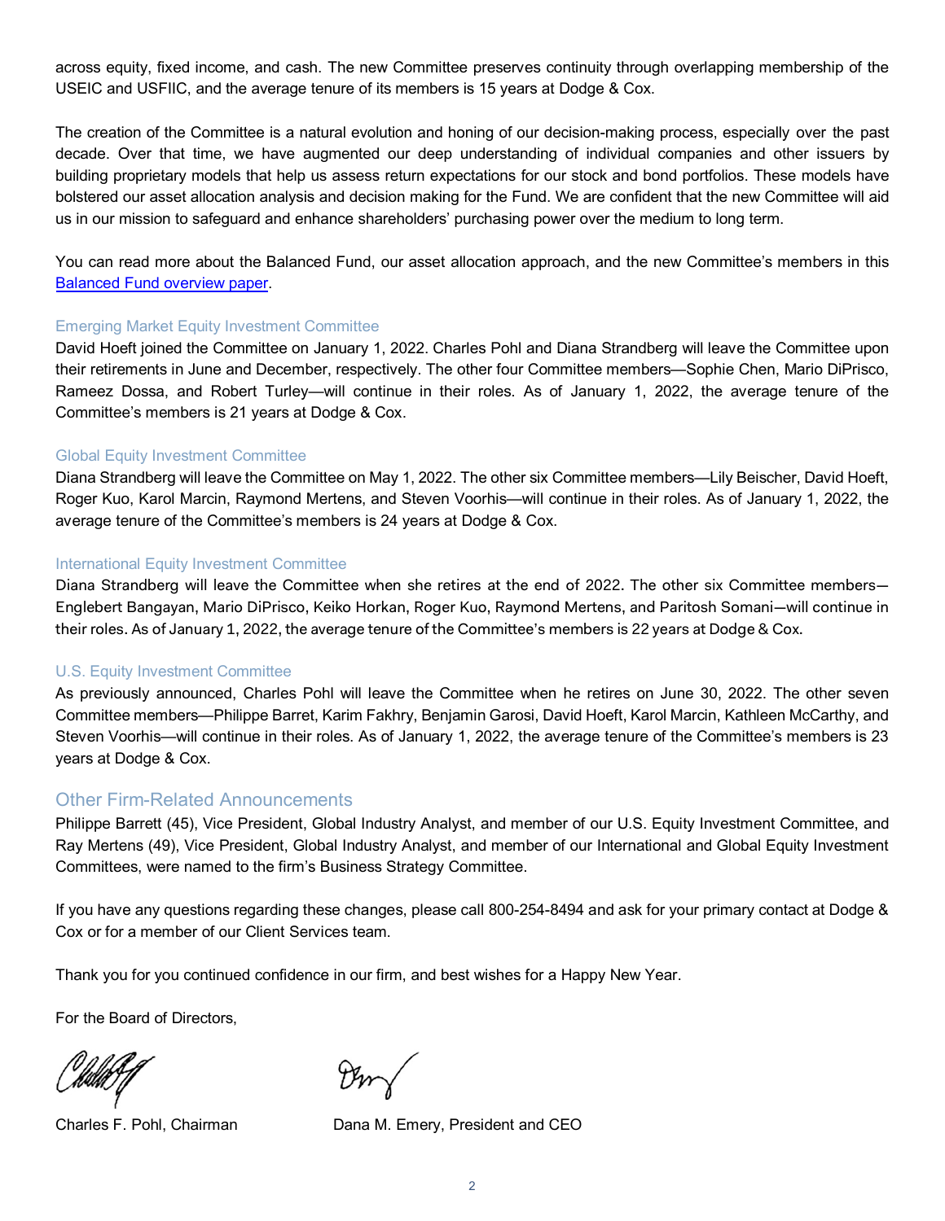across equity, fixed income, and cash. The new Committee preserves continuity through overlapping membership of the USEIC and USFIIC, and the average tenure of its members is 15 years at Dodge & Cox.

The creation of the Committee is a natural evolution and honing of our decision-making process, especially over the past decade. Over that time, we have augmented our deep understanding of individual companies and other issuers by building proprietary models that help us assess return expectations for our stock and bond portfolios. These models have bolstered our asset allocation analysis and decision making for the Fund. We are confident that the new Committee will aid us in our mission to safeguard and enhance shareholders' purchasing power over the medium to long term.

You can read more about the Balanced Fund, our asset allocation approach, and the new Committee's members in this Balanced Fund overview paper.

### Emerging Market Equity Investment Committee

David Hoeft joined the Committee on January 1, 2022. Charles Pohl and Diana Strandberg will leave the Committee upon their retirements in June and December, respectively. The other four Committee members—Sophie Chen, Mario DiPrisco, Rameez Dossa, and Robert Turley—will continue in their roles. As of January 1, 2022, the average tenure of the Committee's members is 21 years at Dodge & Cox.

### Global Equity Investment Committee

Diana Strandberg will leave the Committee on May 1, 2022. The other six Committee members—Lily Beischer, David Hoeft, Roger Kuo, Karol Marcin, Raymond Mertens, and Steven Voorhis—will continue in their roles. As of January 1, 2022, the average tenure of the Committee's members is 24 years at Dodge & Cox.

### International Equity Investment Committee

Diana Strandberg will leave the Committee when she retires at the end of 2022. The other six Committee members—Englebert Bangayan, Mario DiPrisco, Keiko Horkan, Roger Kuo, Raymond Mertens, and Paritosh Somani—will continue in their roles. As of January 1, 2022, the average tenure of the Committee's members is 22 years at Dodge & Cox.

### U.S. Equity Investment Committee

As previously announced, Charles Pohl will leave the Committee when he retires on June 30, 2022. The other seven Committee members—Philippe Barret, Karim Fakhry, Benjamin Garosi, David Hoeft, Karol Marcin, Kathleen McCarthy, and Steven Voorhis—will continue in their roles. As of January 1, 2022, the average tenure of the Committee's members is 23 years at Dodge & Cox.

## Other Firm-Related Announcements

Philippe Barrett (45), Vice President, Global Industry Analyst, and member of our U.S. Equity Investment Committee, and Ray Mertens (49), Vice President, Global Industry Analyst, and member of our International and Global Equity Investment Committees, were named to the firm's Business Strategy Committee.

If you have any questions regarding these changes, please call 800-254-8494 and ask for your primary contact at Dodge & Cox or for a member of our Client Services team.

Thank you for you continued confidence in our firm, and best wishes for a Happy New Year.

For the Board of Directors,

Charles F. Pohl, Chairman

Dana M. Emery, President and CEO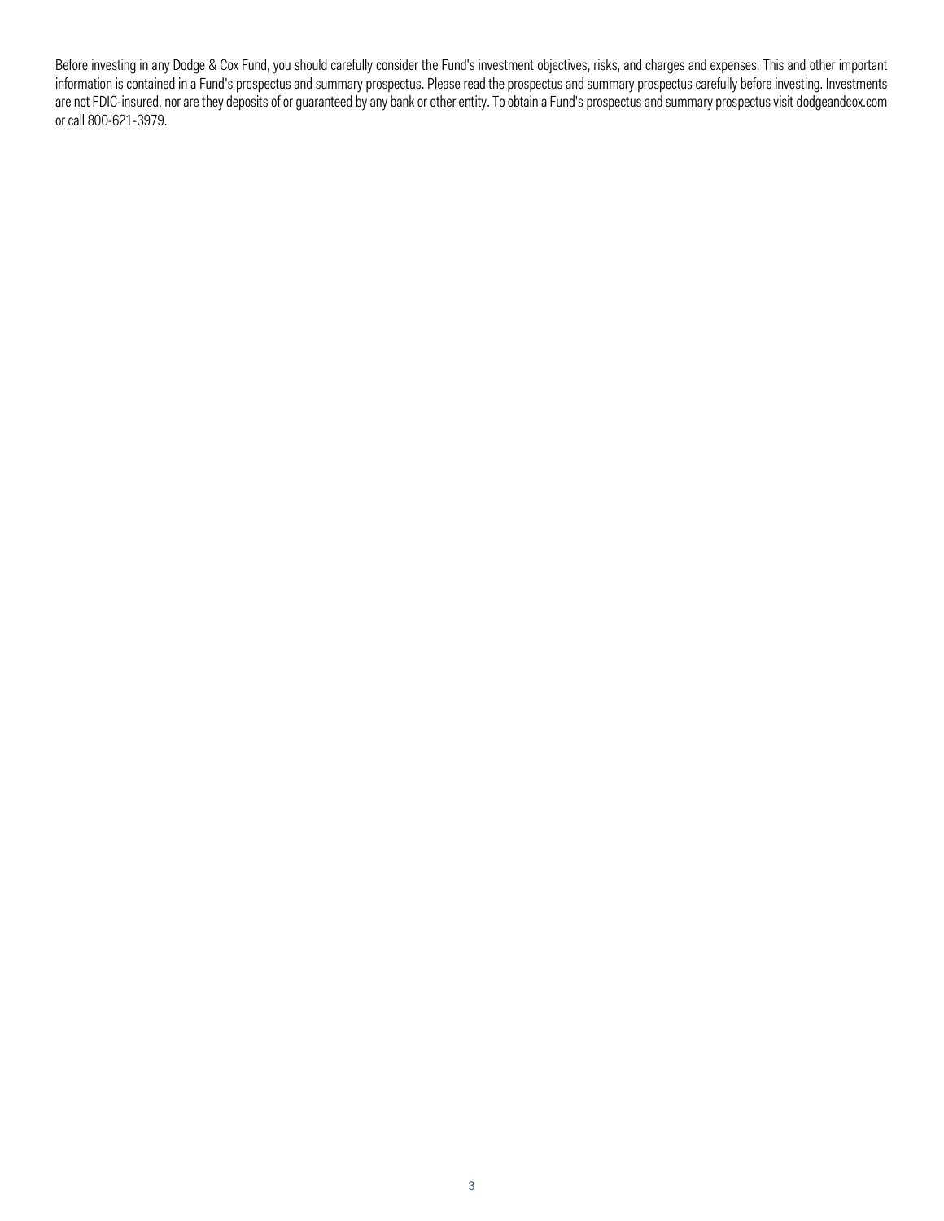Before investing in any Dodge & Cox Fund, you should carefully consider the Fund's investment objectives, risks, and charges and expenses. This and other important information is contained in a Fund's prospectus and summary prospectus. Please read the prospectus and summary prospectus carefully before investing. Investments are not FDIC-insured, nor are they deposits of or guaranteed by any bank or other entity. To obtain a Fund's prospectus and summary prospectus visit dodgeandcox.com or call 800-621-3979.